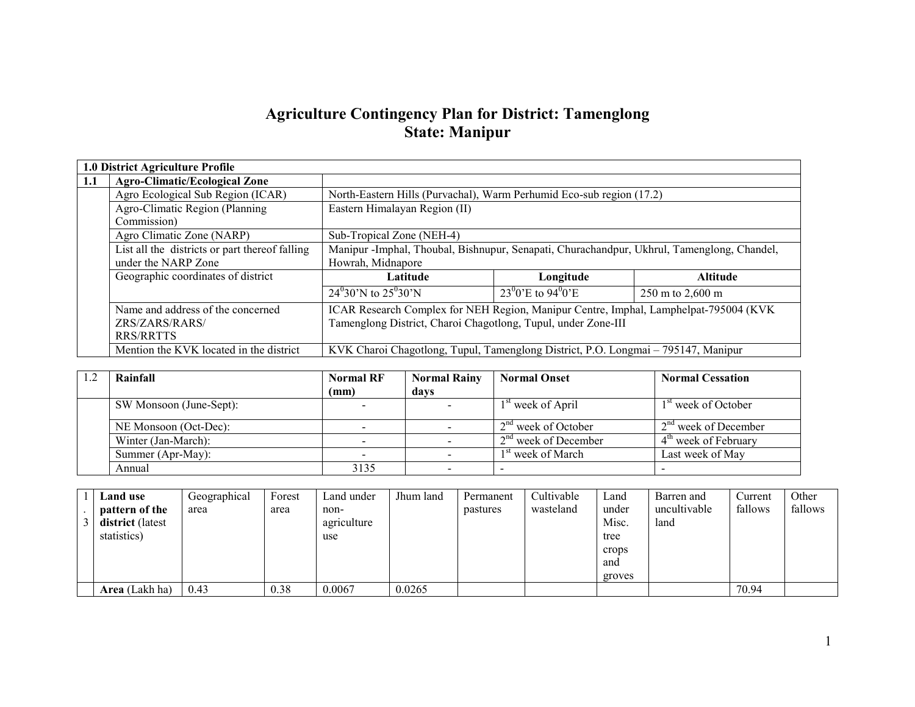# Agriculture Contingency Plan for District: Tamenglong
## State: Manipur

| 1.0 District Agriculture Profile | | | | |
|---|---|---|---|---|
| 1.1 | Agro-Climatic/Ecological Zone | | | |
| | Agro Ecological Sub Region (ICAR) | North-Eastern Hills (Purvachal), Warm Perhumid Eco-sub region (17.2) | | |
| | Agro-Climatic Region (Planning Commission) | Eastern Himalayan Region (II) | | |
| | Agro Climatic Zone (NARP) | Sub-Tropical Zone (NEH-4) | | |
| | List all the districts or part thereof falling under the NARP Zone | Manipur -Imphal, Thoubal, Bishnupur, Senapati, Churachandpur, Ukhrul, Tamenglong, Chandel, Howrah, Midnapore | | |
| | Geographic coordinates of district | **Latitude** | **Longitude** | **Altitude** |
| | | $24^0 30'$N to $25^0 30'$N | $23^0 0'$E to $94^0 0'$E | 250 m to 2,600 m |
| | Name and address of the concerned ZRS/ZARS/RARS/ RRS/RRTTS | ICAR Research Complex for NEH Region, Manipur Centre, Imphal, Lamphelpat-795004 (KVK Tamenglong District, Charoi Chagotlong, Tupul, under Zone-III | | |
| | Mention the KVK located in the district | KVK Charoi Chagotlong, Tupul, Tamenglong District, P.O. Longmai – 795147, Manipur | | |

| 1.2 | Rainfall | Normal RF (mm) | Normal Rainy days | Normal Onset | Normal Cessation |
|---|---|---|---|---|---|
| | SW Monsoon (June-Sept): | - | - | 1st week of April | 1st week of October |
| | NE Monsoon (Oct-Dec): | - | - | 2nd week of October | 2nd week of December |
| | Winter (Jan-March): | - | - | 2nd week of December | 4th week of February |
| | Summer (Apr-May): | - | - | 1st week of March | Last week of May |
| | Annual | 3135 | - | - | - |

| 1.3 | Land use pattern of the district (latest statistics) | Geographical area | Forest area | Land under non-agriculture use | Jhum land | Permanent pastures | Cultivable wasteland | Land under Misc. tree crops and groves | Barren and uncultivable land | Current fallows | Other fallows |
|---|---|---|---|---|---|---|---|---|---|---|---|
| | **Area** (Lakh ha) | 0.43 | 0.38 | 0.0067 | 0.0265 | | | | | 70.94 | |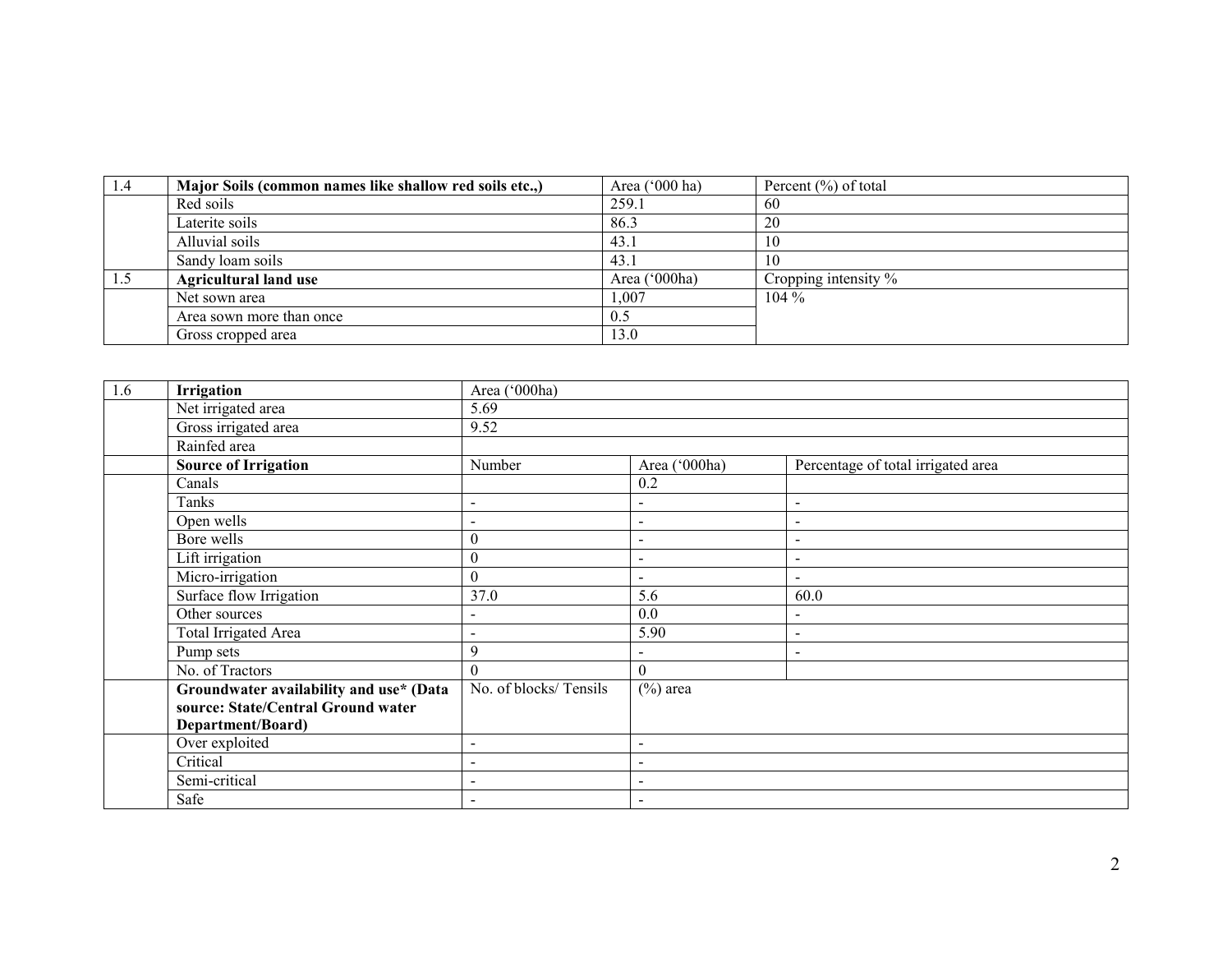| 1.4 | Major Soils (common names like shallow red soils etc.,) | Area ('000 ha) | Percent (%) of total |
|---|---|---|---|
| | Red soils | 259.1 | 60 |
| | Laterite soils | 86.3 | 20 |
| | Alluvial soils | 43.1 | 10 |
| | Sandy loam soils | 43.1 | 10 |
| 1.5 | **Agricultural land use** | Area ('000ha) | Cropping intensity % |
| | Net sown area | 1,007 | 104 % |
| | Area sown more than once | 0.5 | |
| | Gross cropped area | 13.0 | |

| 1.6 | **Irrigation** | Area ('000ha) | | |
|---|---|---|---|---|
| | Net irrigated area | 5.69 | | |
| | Gross irrigated area | 9.52 | | |
| | Rainfed area | | | |
| | **Source of Irrigation** | Number | Area ('000ha) | Percentage of total irrigated area |
| | Canals | | 0.2 | |
| | Tanks | - | - | - |
| | Open wells | - | - | - |
| | Bore wells | 0 | - | - |
| | Lift irrigation | 0 | - | - |
| | Micro-irrigation | 0 | - | - |
| | Surface flow Irrigation | 37.0 | 5.6 | 60.0 |
| | Other sources | - | 0.0 | - |
| | Total Irrigated Area | - | 5.90 | - |
| | Pump sets | 9 | - | - |
| | No. of Tractors | 0 | 0 | |
| | **Groundwater availability and use* (Data source: State/Central Ground water Department/Board)** | No. of blocks/ Tensils | (%) area | |
| | Over exploited | - | - | |
| | Critical | - | - | |
| | Semi-critical | - | - | |
| | Safe | - | - | |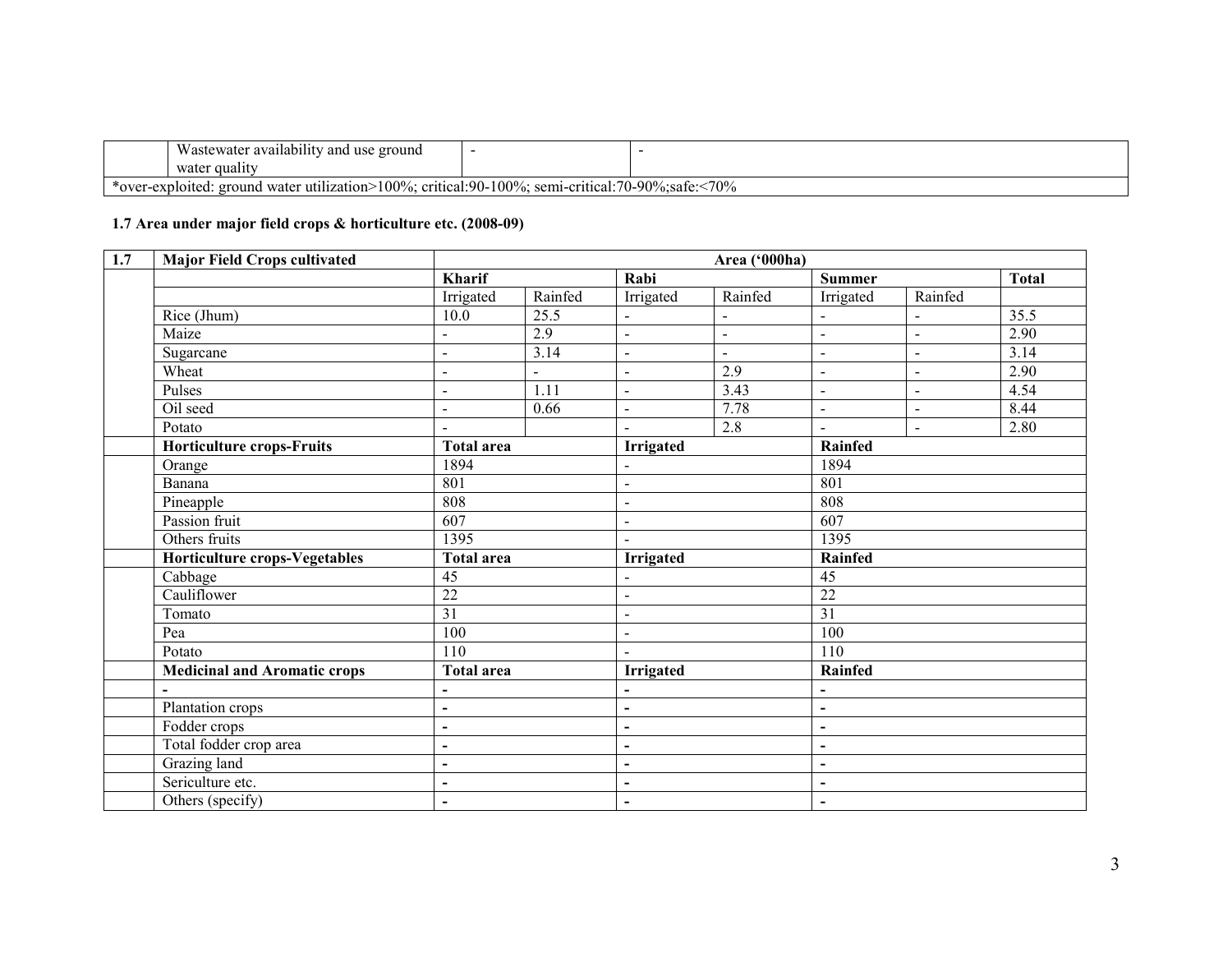| | Wastewater availability and use ground water quality | - | - |
|---|---|---|---|
| *over-exploited: ground water utilization>100%; critical:90-100%; semi-critical:70-90%;safe:<70% | | | |

### 1.7 Area under major field crops & horticulture etc. (2008-09)

| 1.7 | Major Field Crops cultivated | Area ('000ha) | | | | | | |
|---|---|---|---|---|---|---|---|---|
| | | Kharif | | Rabi | | Summer | | Total |
| | | Irrigated | Rainfed | Irrigated | Rainfed | Irrigated | Rainfed | |
| | Rice (Jhum) | 10.0 | 25.5 | - | - | - | - | 35.5 |
| | Maize | - | 2.9 | - | - | - | - | 2.90 |
| | Sugarcane | - | 3.14 | - | - | - | - | 3.14 |
| | Wheat | - | - | - | 2.9 | - | - | 2.90 |
| | Pulses | - | 1.11 | - | 3.43 | - | - | 4.54 |
| | Oil seed | - | 0.66 | - | 7.78 | - | - | 8.44 |
| | Potato | - | | - | 2.8 | - | - | 2.80 |
| | **Horticulture crops-Fruits** | **Total area** | | **Irrigated** | | **Rainfed** | | |
| | Orange | 1894 | | - | | 1894 | | |
| | Banana | 801 | | - | | 801 | | |
| | Pineapple | 808 | | - | | 808 | | |
| | Passion fruit | 607 | | - | | 607 | | |
| | Others fruits | 1395 | | - | | 1395 | | |
| | **Horticulture crops-Vegetables** | **Total area** | | **Irrigated** | | **Rainfed** | | |
| | Cabbage | 45 | | - | | 45 | | |
| | Cauliflower | 22 | | - | | 22 | | |
| | Tomato | 31 | | - | | 31 | | |
| | Pea | 100 | | - | | 100 | | |
| | Potato | 110 | | - | | 110 | | |
| | **Medicinal and Aromatic crops** | **Total area** | | **Irrigated** | | **Rainfed** | | |
| | - | - | | - | | - | | |
| | Plantation crops | - | | - | | - | | |
| | Fodder crops | - | | - | | - | | |
| | Total fodder crop area | - | | - | | - | | |
| | Grazing land | - | | - | | - | | |
| | Sericulture etc. | - | | - | | - | | |
| | Others (specify) | - | | - | | - | | |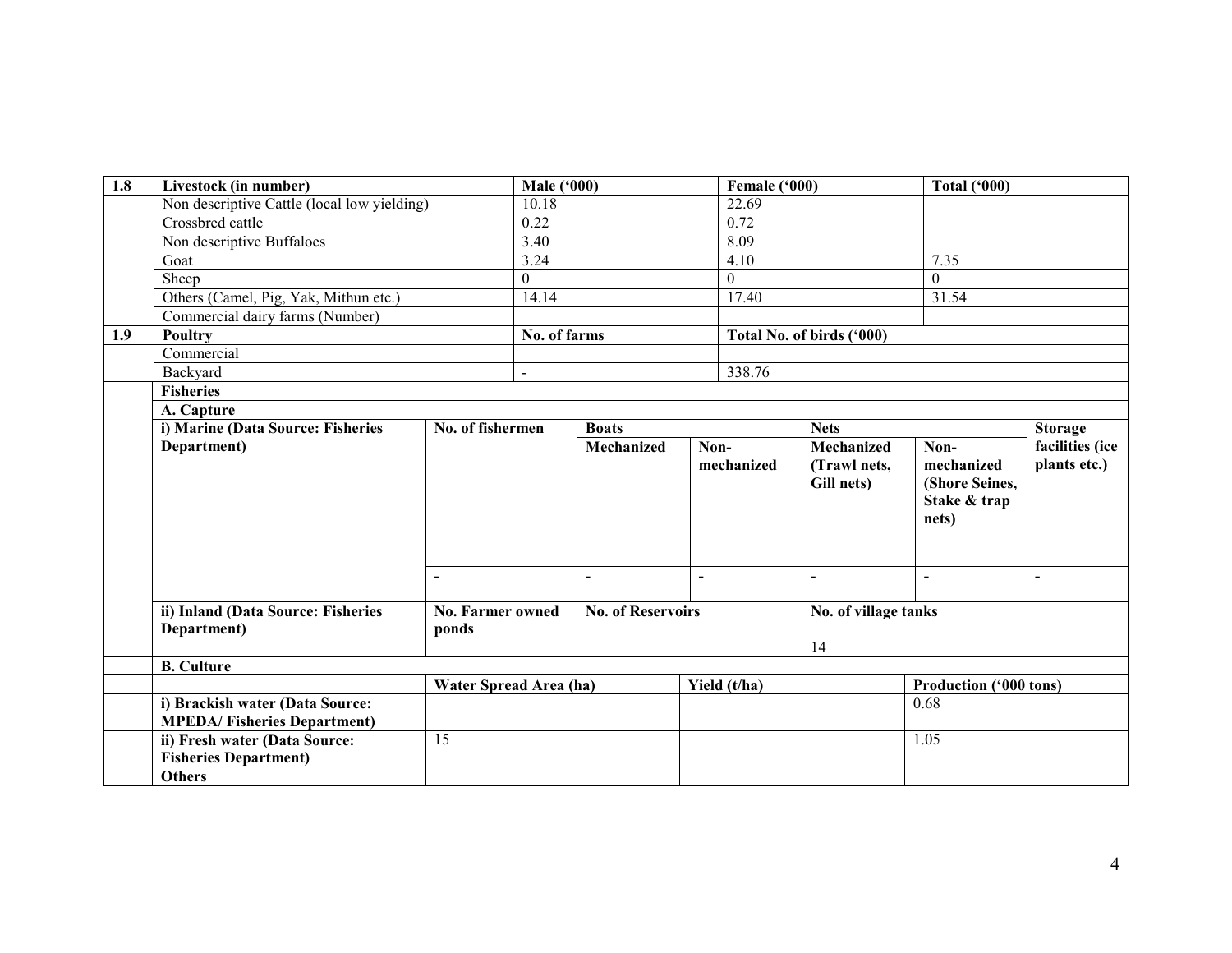| 1.8 | Livestock (in number) | Male ('000) | Female ('000) | Total ('000) |
|---|---|---|---|---|
| | Non descriptive Cattle (local low yielding) | 10.18 | 22.69 | |
| | Crossbred cattle | 0.22 | 0.72 | |
| | Non descriptive Buffaloes | 3.40 | 8.09 | |
| | Goat | 3.24 | 4.10 | 7.35 |
| | Sheep | 0 | 0 | 0 |
| | Others (Camel, Pig, Yak, Mithun etc.) | 14.14 | 17.40 | 31.54 |
| | Commercial dairy farms (Number) | | | |

| 1.9 | Poultry | No. of farms | Total No. of birds ('000) |
|---|---|---|---|
| | Commercial | | |
| | Backyard | - | 338.76 |

**Fisheries**

**A. Capture**

| i) Marine (Data Source: Fisheries Department) | No. of fishermen | Boats | | Nets | | Storage facilities (ice plants etc.) |
|---|---|---|---|---|---|---|
| | | Mechanized | Non-mechanized | Mechanized (Trawl nets, Gill nets) | Non-mechanized (Shore Seines, Stake & trap nets) | |
| | - | - | - | - | - | - |

| ii) Inland (Data Source: Fisheries Department) | No. Farmer owned ponds | No. of Reservoirs | No. of village tanks |
|---|---|---|---|
| | | | 14 |

**B. Culture**

| | Water Spread Area (ha) | Yield (t/ha) | Production ('000 tons) |
|---|---|---|---|
| i) Brackish water (Data Source: MPEDA/ Fisheries Department) | | | 0.68 |
| ii) Fresh water (Data Source: Fisheries Department) | 15 | | 1.05 |
| Others | | | |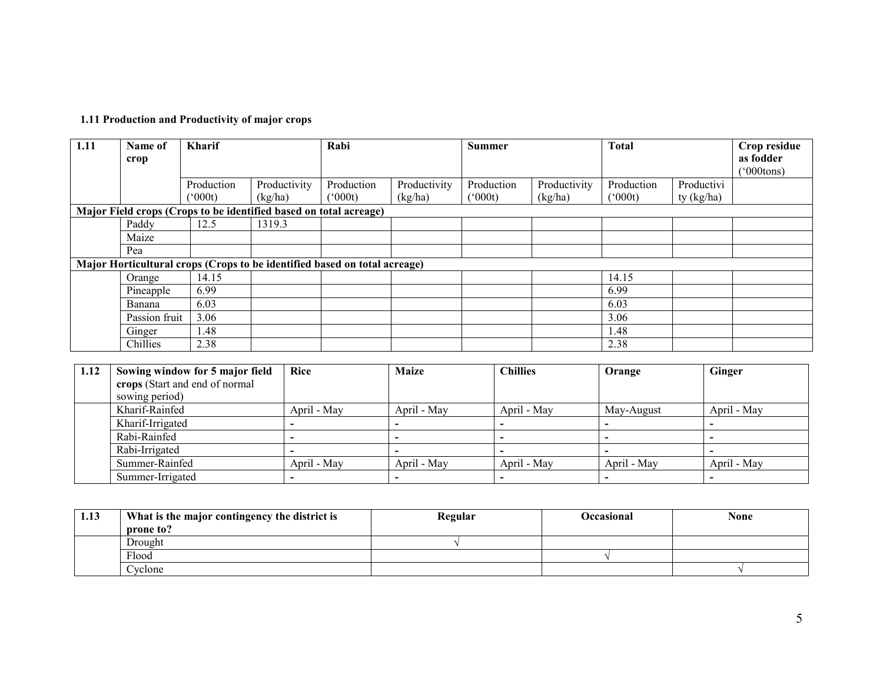**1.11 Production and Productivity of major crops**

| 1.11 | Name of crop | Kharif | | Rabi | | Summer | | Total | | Crop residue as fodder ('000tons) |
|---|---|---|---|---|---|---|---|---|---|---|
| | | Production ('000t) | Productivity (kg/ha) | Production ('000t) | Productivity (kg/ha) | Production ('000t) | Productivity (kg/ha) | Production ('000t) | Productivity (kg/ha) | |
| **Major Field crops (Crops to be identified based on total acreage)** | | | | | | | | | | |
| | Paddy | 12.5 | 1319.3 | | | | | | | |
| | Maize | | | | | | | | | |
| | Pea | | | | | | | | | |
| **Major Horticultural crops (Crops to be identified based on total acreage)** | | | | | | | | | | |
| | Orange | 14.15 | | | | | | 14.15 | | |
| | Pineapple | 6.99 | | | | | | 6.99 | | |
| | Banana | 6.03 | | | | | | 6.03 | | |
| | Passion fruit | 3.06 | | | | | | 3.06 | | |
| | Ginger | 1.48 | | | | | | 1.48 | | |
| | Chillies | 2.38 | | | | | | 2.38 | | |

| 1.12 | **Sowing window for 5 major field crops** (Start and end of normal sowing period) | **Rice** | **Maize** | **Chillies** | **Orange** | **Ginger** |
|---|---|---|---|---|---|---|
| | Kharif-Rainfed | April - May | April - May | April - May | May-August | April - May |
| | Kharif-Irrigated | - | - | - | - | - |
| | Rabi-Rainfed | - | - | - | - | - |
| | Rabi-Irrigated | - | - | - | - | - |
| | Summer-Rainfed | April - May | April - May | April - May | April - May | April - May |
| | Summer-Irrigated | - | - | - | - | - |

| 1.13 | **What is the major contingency the district is prone to?** | **Regular** | **Occasional** | **None** |
|---|---|---|---|---|
| | Drought | √ | | |
| | Flood | | √ | |
| | Cyclone | | | √ |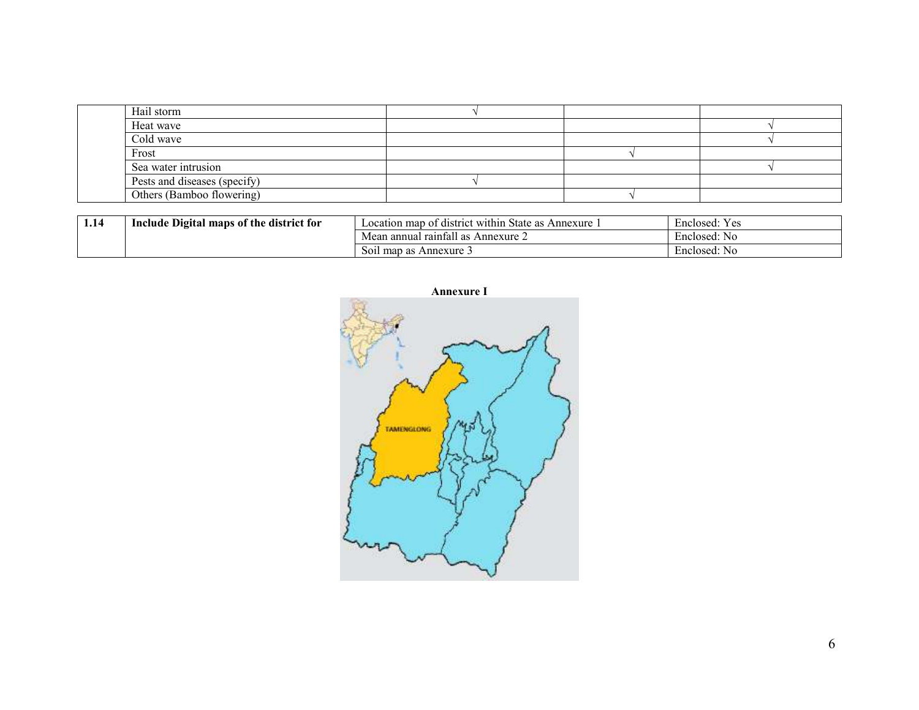|  |  |  |  |  |
|---|---|---|---|---|
|  | Hail storm | √ |  |  |
|  | Heat wave |  |  | √ |
|  | Cold wave |  |  | √ |
|  | Frost |  | √ |  |
|  | Sea water intrusion |  |  | √ |
|  | Pests and diseases (specify) | √ |  |  |
|  | Others (Bamboo flowering) |  | √ |  |

|  |  |  |  |
|---|---|---|---|
| **1.14** | **Include Digital maps of the district for** | Location map of district within State as Annexure 1 | Enclosed: Yes |
|  |  | Mean annual rainfall as Annexure 2 | Enclosed: No |
|  |  | Soil map as Annexure 3 | Enclosed: No |

**Annexure I**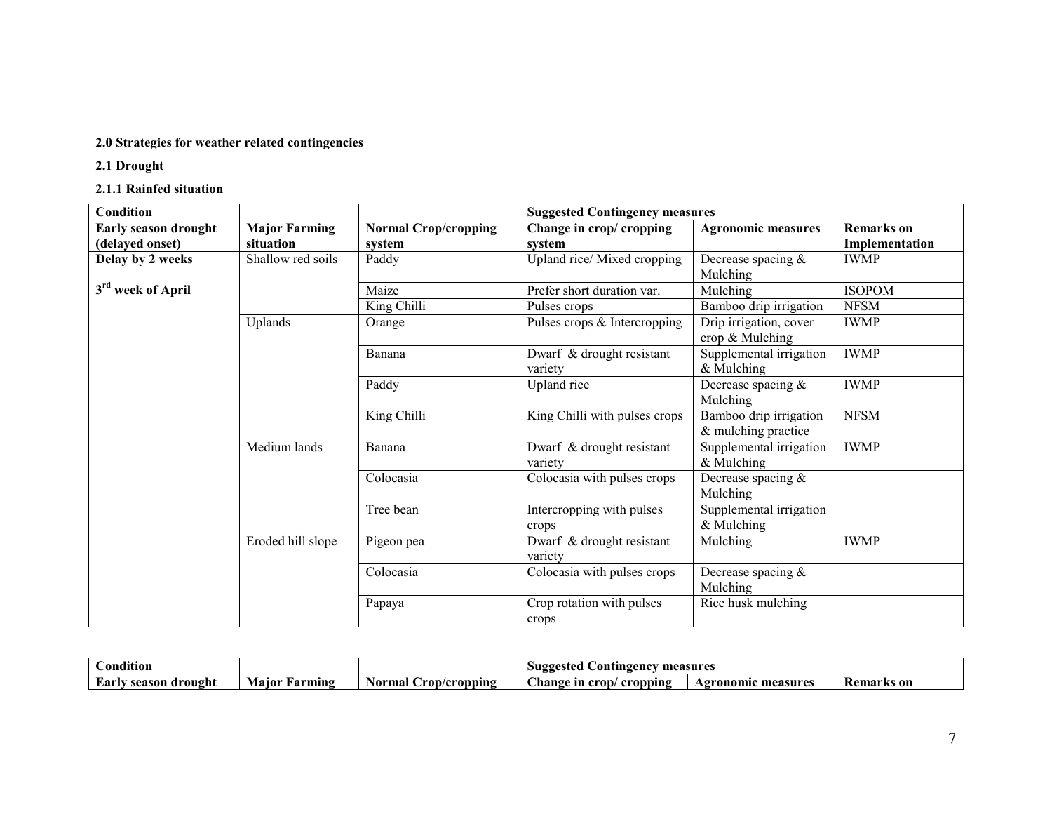**2.0 Strategies for weather related contingencies**

**2.1 Drought**

**2.1.1 Rainfed situation**

| **Condition** | | | **Suggested Contingency measures** | | |
|---|---|---|---|---|---|
| **Early season drought (delayed onset)** | **Major Farming situation** | **Normal Crop/cropping system** | **Change in crop/ cropping system** | **Agronomic measures** | **Remarks on Implementation** |
| **Delay by 2 weeks** <br> **3rd week of April** | Shallow red soils | Paddy | Upland rice/ Mixed cropping | Decrease spacing & Mulching | IWMP |
| | | Maize | Prefer short duration var. | Mulching | ISOPOM |
| | | King Chilli | Pulses crops | Bamboo drip irrigation | NFSM |
| | Uplands | Orange | Pulses crops & Intercropping | Drip irrigation, cover crop & Mulching | IWMP |
| | | Banana | Dwarf & drought resistant variety | Supplemental irrigation & Mulching | IWMP |
| | | Paddy | Upland rice | Decrease spacing & Mulching | IWMP |
| | | King Chilli | King Chilli with pulses crops | Bamboo drip irrigation & mulching practice | NFSM |
| | Medium lands | Banana | Dwarf & drought resistant variety | Supplemental irrigation & Mulching | IWMP |
| | | Colocasia | Colocasia with pulses crops | Decrease spacing & Mulching | |
| | | Tree bean | Intercropping with pulses crops | Supplemental irrigation & Mulching | |
| | Eroded hill slope | Pigeon pea | Dwarf & drought resistant variety | Mulching | IWMP |
| | | Colocasia | Colocasia with pulses crops | Decrease spacing & Mulching | |
| | | Papaya | Crop rotation with pulses crops | Rice husk mulching | |

| **Condition** | | | **Suggested Contingency measures** | | |
|---|---|---|---|---|---|
| **Early season drought** | **Major Farming** | **Normal Crop/cropping** | **Change in crop/ cropping** | **Agronomic measures** | **Remarks on** |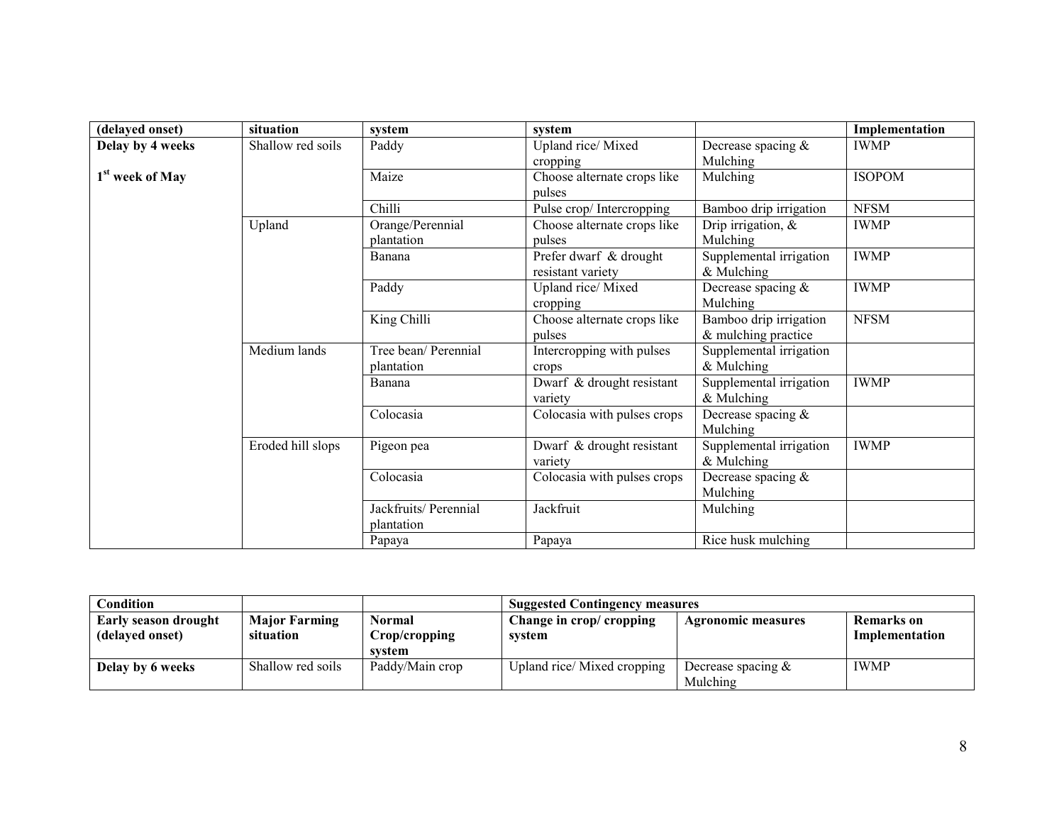| (delayed onset) | situation | system | system | | Implementation |
|---|---|---|---|---|---|
| Delay by 4 weeks<br><br>1st week of May | Shallow red soils | Paddy | Upland rice/ Mixed cropping | Decrease spacing & Mulching | IWMP |
| | | Maize | Choose alternate crops like pulses | Mulching | ISOPOM |
| | | Chilli | Pulse crop/ Intercropping | Bamboo drip irrigation | NFSM |
| | Upland | Orange/Perennial plantation | Choose alternate crops like pulses | Drip irrigation, & Mulching | IWMP |
| | | Banana | Prefer dwarf & drought resistant variety | Supplemental irrigation & Mulching | IWMP |
| | | Paddy | Upland rice/ Mixed cropping | Decrease spacing & Mulching | IWMP |
| | | King Chilli | Choose alternate crops like pulses | Bamboo drip irrigation & mulching practice | NFSM |
| | Medium lands | Tree bean/ Perennial plantation | Intercropping with pulses crops | Supplemental irrigation & Mulching | |
| | | Banana | Dwarf & drought resistant variety | Supplemental irrigation & Mulching | IWMP |
| | | Colocasia | Colocasia with pulses crops | Decrease spacing & Mulching | |
| | Eroded hill slops | Pigeon pea | Dwarf & drought resistant variety | Supplemental irrigation & Mulching | IWMP |
| | | Colocasia | Colocasia with pulses crops | Decrease spacing & Mulching | |
| | | Jackfruits/ Perennial plantation | Jackfruit | Mulching | |
| | | Papaya | Papaya | Rice husk mulching | |

| Condition | | | Suggested Contingency measures | | |
|---|---|---|---|---|---|
| **Early season drought (delayed onset)** | **Major Farming situation** | **Normal Crop/cropping system** | **Change in crop/ cropping system** | **Agronomic measures** | **Remarks on Implementation** |
| **Delay by 6 weeks** | Shallow red soils | Paddy/Main crop | Upland rice/ Mixed cropping | Decrease spacing & Mulching | IWMP |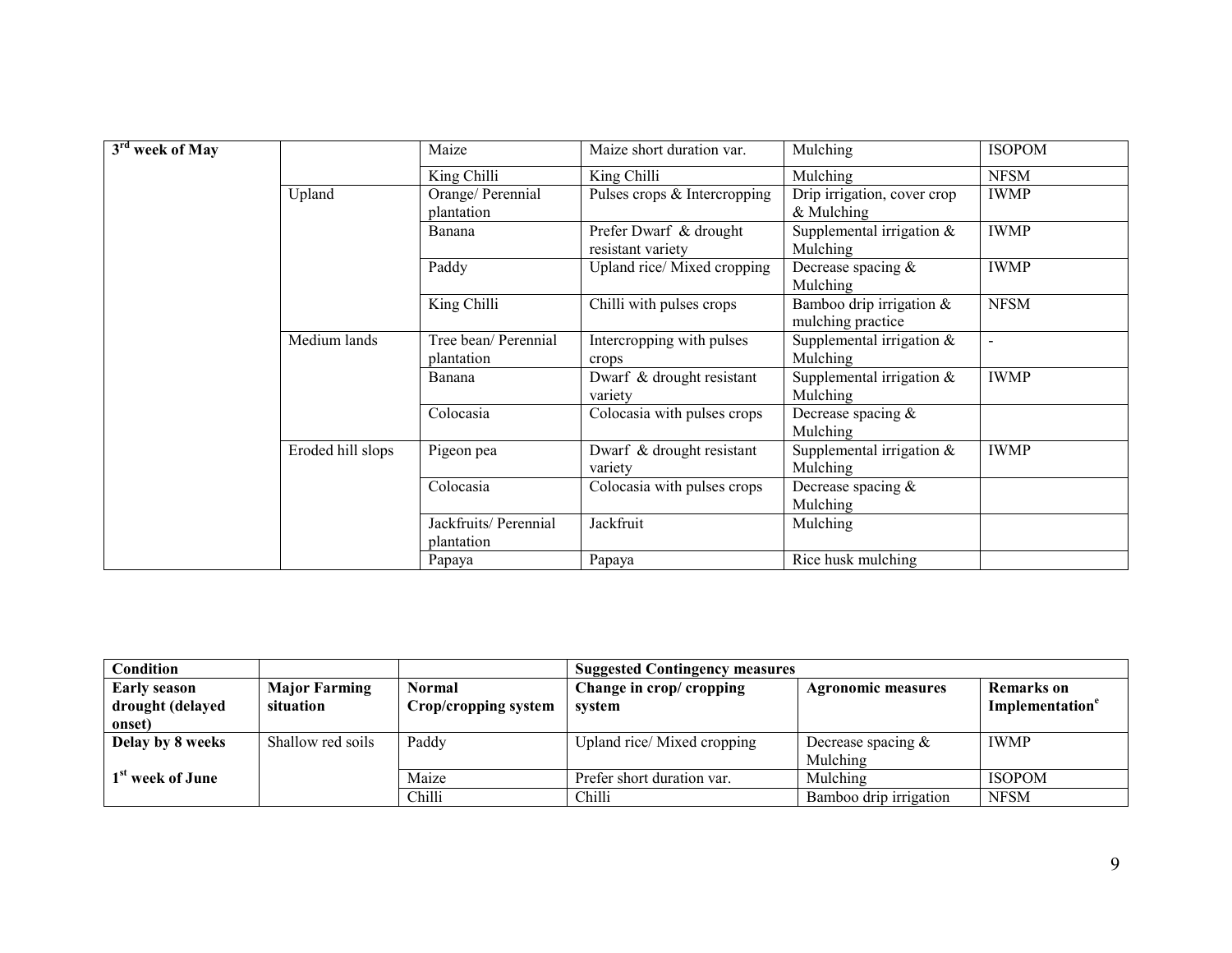| | | | | | |
|---|---|---|---|---|---|
| 3rd week of May | | Maize | Maize short duration var. | Mulching | ISOPOM |
| | | King Chilli | King Chilli | Mulching | NFSM |
| | Upland | Orange/ Perennial plantation | Pulses crops & Intercropping | Drip irrigation, cover crop & Mulching | IWMP |
| | | Banana | Prefer Dwarf & drought resistant variety | Supplemental irrigation & Mulching | IWMP |
| | | Paddy | Upland rice/ Mixed cropping | Decrease spacing & Mulching | IWMP |
| | | King Chilli | Chilli with pulses crops | Bamboo drip irrigation & mulching practice | NFSM |
| | Medium lands | Tree bean/ Perennial plantation | Intercropping with pulses crops | Supplemental irrigation & Mulching | - |
| | | Banana | Dwarf & drought resistant variety | Supplemental irrigation & Mulching | IWMP |
| | | Colocasia | Colocasia with pulses crops | Decrease spacing & Mulching | |
| | Eroded hill slops | Pigeon pea | Dwarf & drought resistant variety | Supplemental irrigation & Mulching | IWMP |
| | | Colocasia | Colocasia with pulses crops | Decrease spacing & Mulching | |
| | | Jackfruits/ Perennial plantation | Jackfruit | Mulching | |
| | | Papaya | Papaya | Rice husk mulching | |

| **Condition** | | | **Suggested Contingency measures** | | |
|---|---|---|---|---|---|
| **Early season drought (delayed onset)** | **Major Farming situation** | **Normal Crop/cropping system** | **Change in crop/ cropping system** | **Agronomic measures** | **Remarks on Implementation[e]** |
| **Delay by 8 weeks**<br>**1st week of June** | Shallow red soils | Paddy | Upland rice/ Mixed cropping | Decrease spacing & Mulching | IWMP |
| | | Maize | Prefer short duration var. | Mulching | ISOPOM |
| | | Chilli | Chilli | Bamboo drip irrigation | NFSM |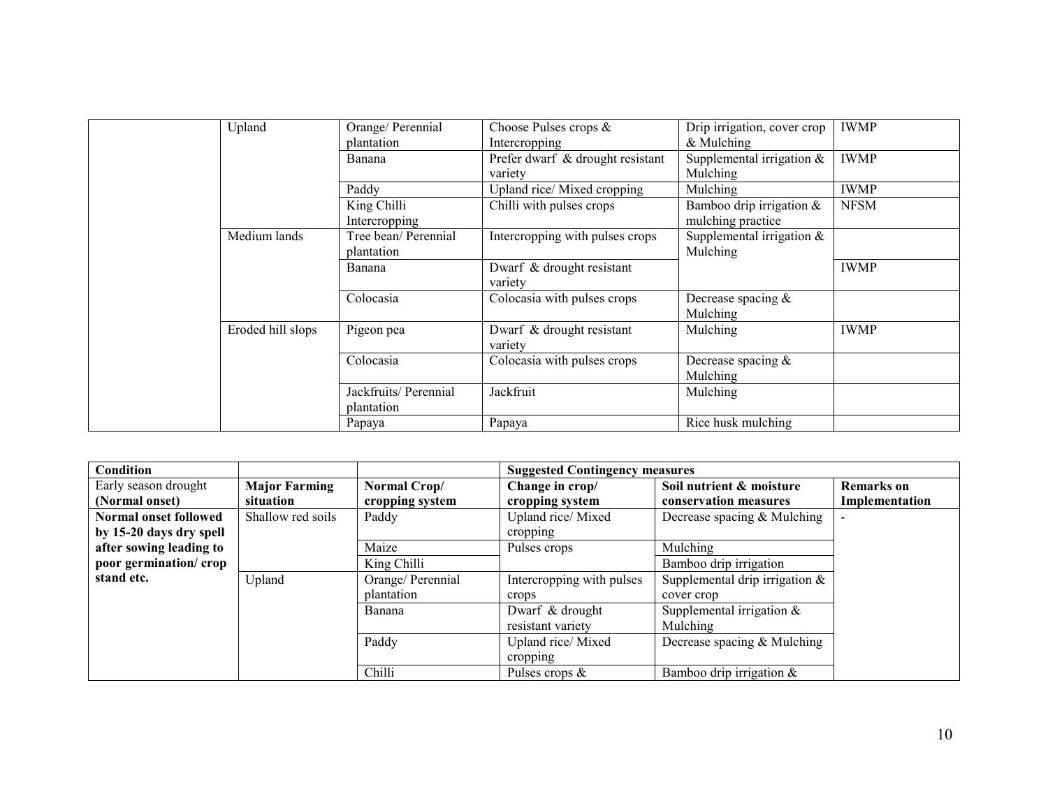| | | | | | |
|---|---|---|---|---|---|
| | Upland | Orange/ Perennial plantation | Choose Pulses crops & Intercropping | Drip irrigation, cover crop & Mulching | IWMP |
| | | Banana | Prefer dwarf & drought resistant variety | Supplemental irrigation & Mulching | IWMP |
| | | Paddy | Upland rice/ Mixed cropping | Mulching | IWMP |
| | | King Chilli Intercropping | Chilli with pulses crops | Bamboo drip irrigation & mulching practice | NFSM |
| | Medium lands | Tree bean/ Perennial plantation | Intercropping with pulses crops | Supplemental irrigation & Mulching | |
| | | Banana | Dwarf & drought resistant variety | | IWMP |
| | | Colocasia | Colocasia with pulses crops | Decrease spacing & Mulching | |
| | Eroded hill slops | Pigeon pea | Dwarf & drought resistant variety | Mulching | IWMP |
| | | Colocasia | Colocasia with pulses crops | Decrease spacing & Mulching | |
| | | Jackfruits/ Perennial plantation | Jackfruit | Mulching | |
| | | Papaya | Papaya | Rice husk mulching | |

| **Condition** | | | **Suggested Contingency measures** | | |
|---|---|---|---|---|---|
| Early season drought (Normal onset) | **Major Farming situation** | **Normal Crop/ cropping system** | **Change in crop/ cropping system** | **Soil nutrient & moisture conservation measures** | **Remarks on Implementation** |
| **Normal onset followed by 15-20 days dry spell after sowing leading to poor germination/ crop stand etc.** | Shallow red soils | Paddy | Upland rice/ Mixed cropping | Decrease spacing & Mulching | - |
| | | Maize | Pulses crops | Mulching | |
| | | King Chilli | | Bamboo drip irrigation | |
| | Upland | Orange/ Perennial plantation | Intercropping with pulses crops | Supplemental drip irrigation & cover crop | |
| | | Banana | Dwarf & drought resistant variety | Supplemental irrigation & Mulching | |
| | | Paddy | Upland rice/ Mixed cropping | Decrease spacing & Mulching | |
| | | Chilli | Pulses crops & | Bamboo drip irrigation & | |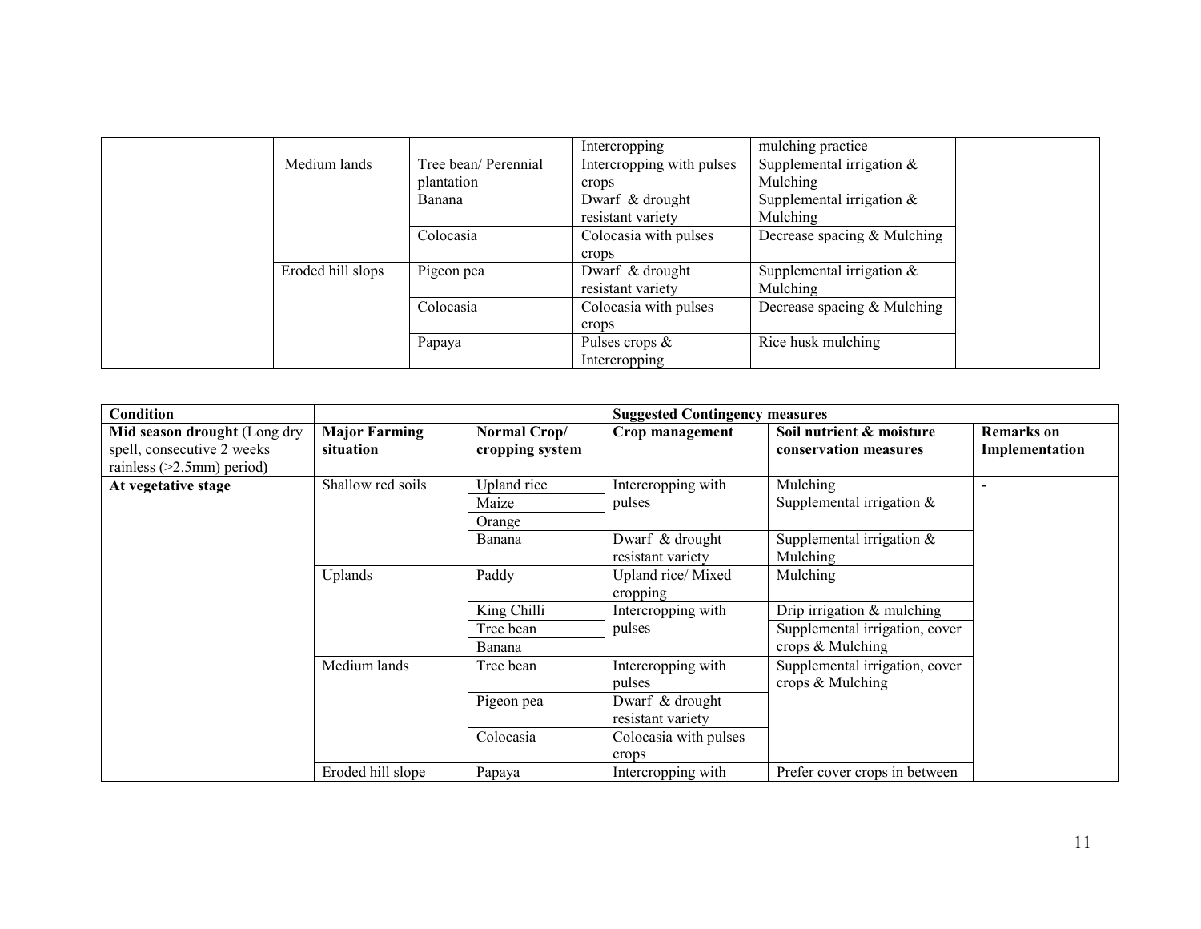| | | | | | |
|---|---|---|---|---|---|
| | | | Intercropping | mulching practice | |
| | Medium lands | Tree bean/ Perennial plantation | Intercropping with pulses crops | Supplemental irrigation & Mulching | |
| | | Banana | Dwarf & drought resistant variety | Supplemental irrigation & Mulching | |
| | | Colocasia | Colocasia with pulses crops | Decrease spacing & Mulching | |
| | Eroded hill slops | Pigeon pea | Dwarf & drought resistant variety | Supplemental irrigation & Mulching | |
| | | Colocasia | Colocasia with pulses crops | Decrease spacing & Mulching | |
| | | Papaya | Pulses crops & Intercropping | Rice husk mulching | |

| **Condition** | | | **Suggested Contingency measures** | | |
|---|---|---|---|---|---|
| **Mid season drought** (Long dry spell, consecutive 2 weeks rainless (>2.5mm) period**)** | **Major Farming situation** | **Normal Crop/ cropping system** | **Crop management** | **Soil nutrient & moisture conservation measures** | **Remarks on Implementation** |
| **At vegetative stage** | Shallow red soils | Upland rice | Intercropping with pulses | Mulching Supplemental irrigation & | - |
| | | Maize | | | |
| | | Orange | | | |
| | | Banana | Dwarf & drought resistant variety | Supplemental irrigation & Mulching | |
| | Uplands | Paddy | Upland rice/ Mixed cropping | Mulching | |
| | | King Chilli | Intercropping with pulses | Drip irrigation & mulching | |
| | | Tree bean | | Supplemental irrigation, cover crops & Mulching | |
| | | Banana | | | |
| | Medium lands | Tree bean | Intercropping with pulses | Supplemental irrigation, cover crops & Mulching | |
| | | Pigeon pea | Dwarf & drought resistant variety | | |
| | | Colocasia | Colocasia with pulses crops | | |
| | Eroded hill slope | Papaya | Intercropping with | Prefer cover crops in between | |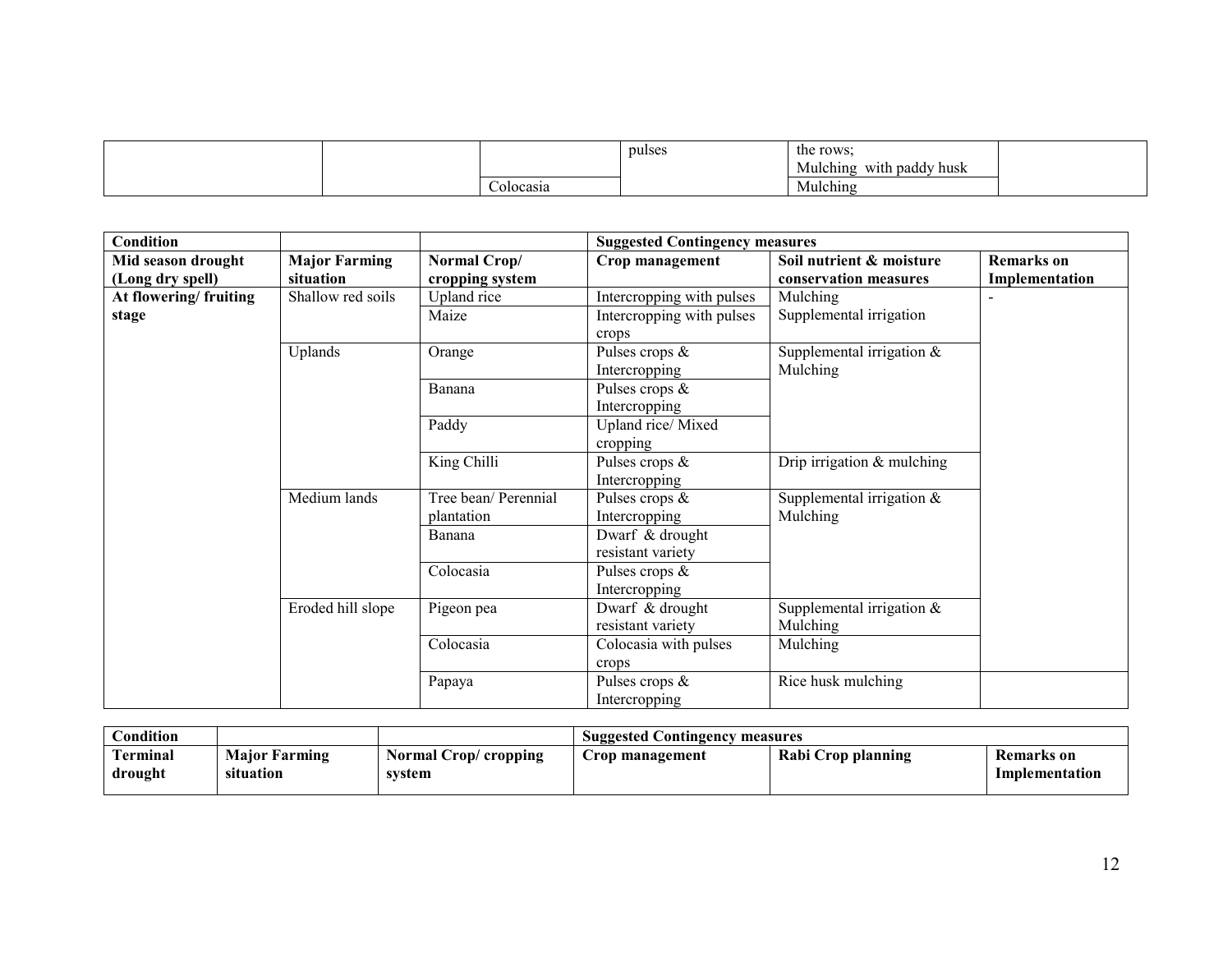| | | | pulses | the rows; Mulching with paddy husk | |
|---|---|---|---|---|---|
| | | Colocasia | | Mulching | |

| Condition | | | Suggested Contingency measures | | |
|---|---|---|---|---|---|
| **Mid season drought (Long dry spell)** | **Major Farming situation** | **Normal Crop/ cropping system** | **Crop management** | **Soil nutrient & moisture conservation measures** | **Remarks on Implementation** |
| **At flowering/ fruiting stage** | Shallow red soils | Upland rice | Intercropping with pulses | Mulching Supplemental irrigation | - |
| | | Maize | Intercropping with pulses crops | | |
| | Uplands | Orange | Pulses crops & Intercropping | Supplemental irrigation & Mulching | |
| | | Banana | Pulses crops & Intercropping | | |
| | | Paddy | Upland rice/ Mixed cropping | | |
| | | King Chilli | Pulses crops & Intercropping | Drip irrigation & mulching | |
| | Medium lands | Tree bean/ Perennial plantation | Pulses crops & Intercropping | Supplemental irrigation & Mulching | |
| | | Banana | Dwarf & drought resistant variety | | |
| | | Colocasia | Pulses crops & Intercropping | | |
| | Eroded hill slope | Pigeon pea | Dwarf & drought resistant variety | Supplemental irrigation & Mulching | |
| | | Colocasia | Colocasia with pulses crops | Mulching | |
| | | Papaya | Pulses crops & Intercropping | Rice husk mulching | |

| Condition | | | Suggested Contingency measures | | |
|---|---|---|---|---|---|
| **Terminal drought** | **Major Farming situation** | **Normal Crop/ cropping system** | **Crop management** | **Rabi Crop planning** | **Remarks on Implementation** |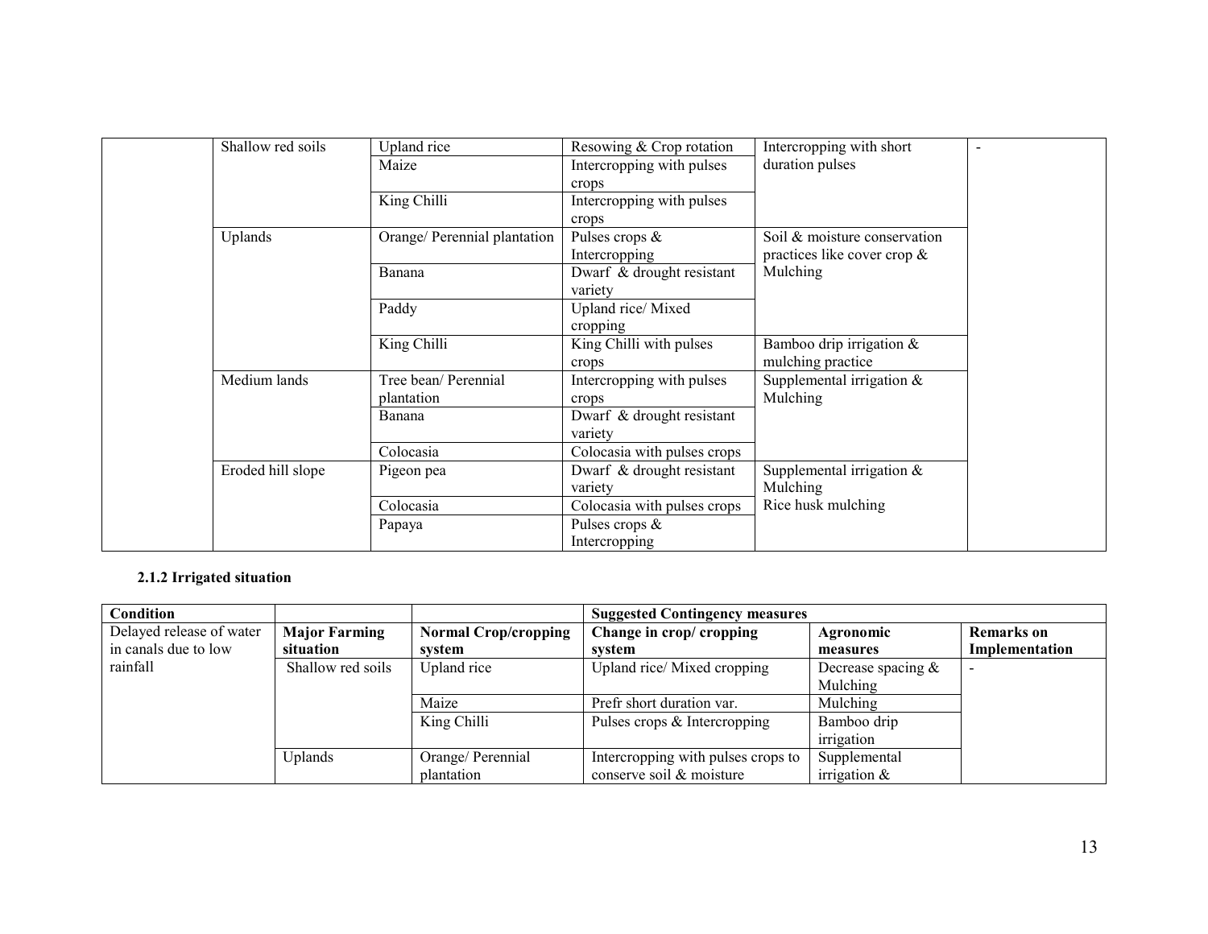| | | | | | |
|---|---|---|---|---|---|
| | Shallow red soils | Upland rice | Resowing & Crop rotation | Intercropping with short duration pulses | - |
| | | Maize | Intercropping with pulses crops | | |
| | | King Chilli | Intercropping with pulses crops | | |
| | Uplands | Orange/ Perennial plantation | Pulses crops & Intercropping | Soil & moisture conservation practices like cover crop & Mulching | |
| | | Banana | Dwarf & drought resistant variety | | |
| | | Paddy | Upland rice/ Mixed cropping | | |
| | | King Chilli | King Chilli with pulses crops | Bamboo drip irrigation & mulching practice | |
| | Medium lands | Tree bean/ Perennial plantation | Intercropping with pulses crops | Supplemental irrigation & Mulching | |
| | | Banana | Dwarf & drought resistant variety | | |
| | | Colocasia | Colocasia with pulses crops | | |
| | Eroded hill slope | Pigeon pea | Dwarf & drought resistant variety | Supplemental irrigation & Mulching | |
| | | Colocasia | Colocasia with pulses crops | Rice husk mulching | |
| | | Papaya | Pulses crops & Intercropping | | |

**2.1.2 Irrigated situation**

| Condition | | | Suggested Contingency measures | | |
|---|---|---|---|---|---|
| Delayed release of water in canals due to low rainfall | **Major Farming situation** | **Normal Crop/cropping system** | **Change in crop/ cropping system** | **Agronomic measures** | **Remarks on Implementation** |
| | Shallow red soils | Upland rice | Upland rice/ Mixed cropping | Decrease spacing & Mulching | - |
| | | Maize | Prefr short duration var. | Mulching | |
| | | King Chilli | Pulses crops & Intercropping | Bamboo drip irrigation | |
| | Uplands | Orange/ Perennial plantation | Intercropping with pulses crops to conserve soil & moisture | Supplemental irrigation & | |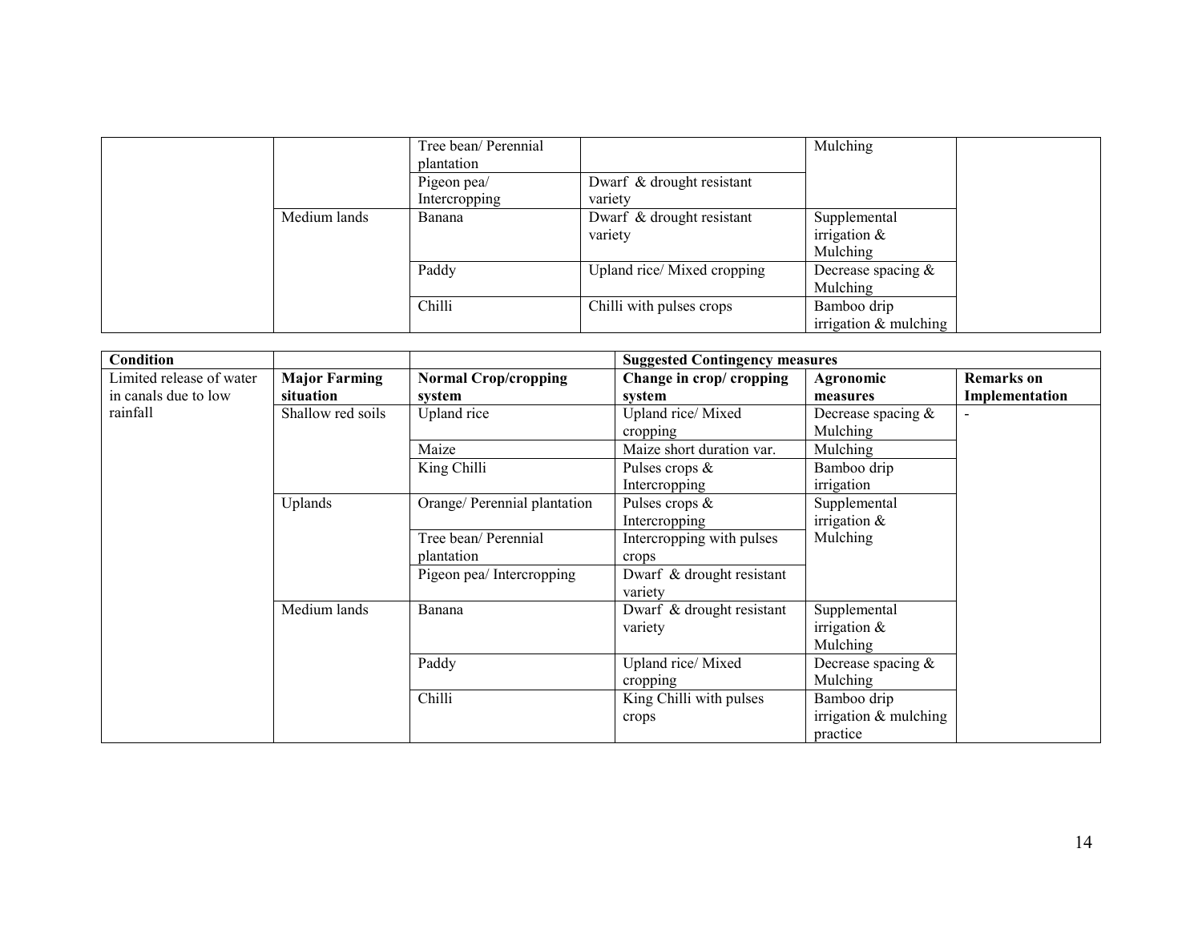| | | | | | |
|---|---|---|---|---|---|
| | | Tree bean/ Perennial plantation | | Mulching | |
| | | Pigeon pea/ Intercropping | Dwarf & drought resistant variety | | |
| | Medium lands | Banana | Dwarf & drought resistant variety | Supplemental irrigation & Mulching | |
| | | Paddy | Upland rice/ Mixed cropping | Decrease spacing & Mulching | |
| | | Chilli | Chilli with pulses crops | Bamboo drip irrigation & mulching | |

| Condition | | | Suggested Contingency measures | | |
|---|---|---|---|---|---|
| Limited release of water in canals due to low rainfall | **Major Farming situation** | **Normal Crop/cropping system** | **Change in crop/ cropping system** | **Agronomic measures** | **Remarks on Implementation** |
| | Shallow red soils | Upland rice | Upland rice/ Mixed cropping | Decrease spacing & Mulching | - |
| | | Maize | Maize short duration var. | Mulching | |
| | | King Chilli | Pulses crops & Intercropping | Bamboo drip irrigation | |
| | Uplands | Orange/ Perennial plantation | Pulses crops & Intercropping | Supplemental irrigation & Mulching | |
| | | Tree bean/ Perennial plantation | Intercropping with pulses crops | | |
| | | Pigeon pea/ Intercropping | Dwarf & drought resistant variety | | |
| | Medium lands | Banana | Dwarf & drought resistant variety | Supplemental irrigation & Mulching | |
| | | Paddy | Upland rice/ Mixed cropping | Decrease spacing & Mulching | |
| | | Chilli | King Chilli with pulses crops | Bamboo drip irrigation & mulching practice | |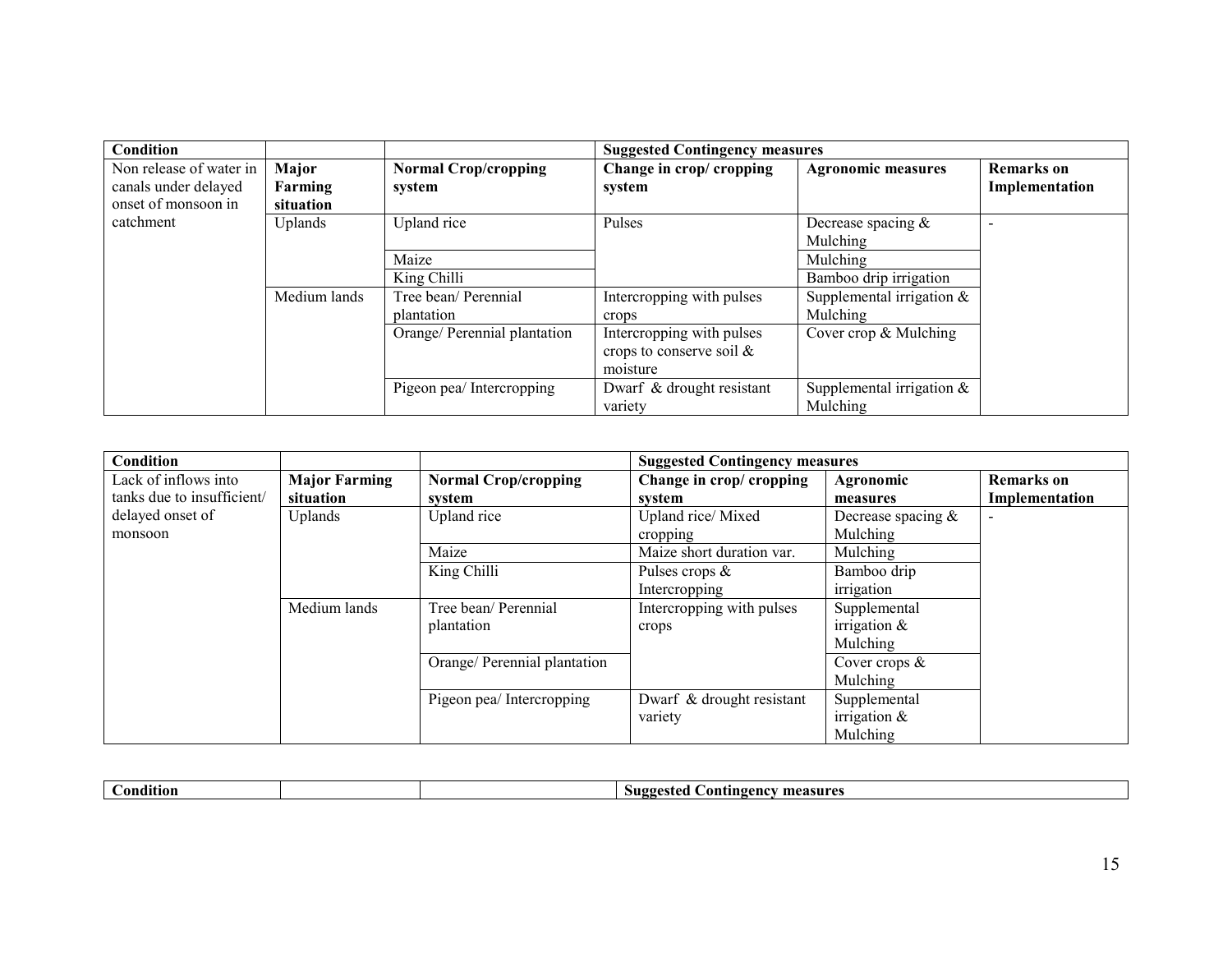| Condition | | | Suggested Contingency measures | | |
|---|---|---|---|---|---|
| Non release of water in canals under delayed onset of monsoon in catchment | Major Farming situation | Normal Crop/cropping system | Change in crop/ cropping system | Agronomic measures | Remarks on Implementation |
| | Uplands | Upland rice | Pulses | Decrease spacing & Mulching | - |
| | | Maize | | Mulching | |
| | | King Chilli | | Bamboo drip irrigation | |
| | Medium lands | Tree bean/ Perennial plantation | Intercropping with pulses crops | Supplemental irrigation & Mulching | |
| | | Orange/ Perennial plantation | Intercropping with pulses crops to conserve soil & moisture | Cover crop & Mulching | |
| | | Pigeon pea/ Intercropping | Dwarf & drought resistant variety | Supplemental irrigation & Mulching | |

| Condition | | | Suggested Contingency measures | | |
|---|---|---|---|---|---|
| Lack of inflows into tanks due to insufficient/ delayed onset of monsoon | Major Farming situation | Normal Crop/cropping system | Change in crop/ cropping system | Agronomic measures | Remarks on Implementation |
| | Uplands | Upland rice | Upland rice/ Mixed cropping | Decrease spacing & Mulching | - |
| | | Maize | Maize short duration var. | Mulching | |
| | | King Chilli | Pulses crops & Intercropping | Bamboo drip irrigation | |
| | Medium lands | Tree bean/ Perennial plantation | Intercropping with pulses crops | Supplemental irrigation & Mulching | |
| | | Orange/ Perennial plantation | | Cover crops & Mulching | |
| | | Pigeon pea/ Intercropping | Dwarf & drought resistant variety | Supplemental irrigation & Mulching | |

| Condition | | | Suggested Contingency measures |
|---|---|---|---|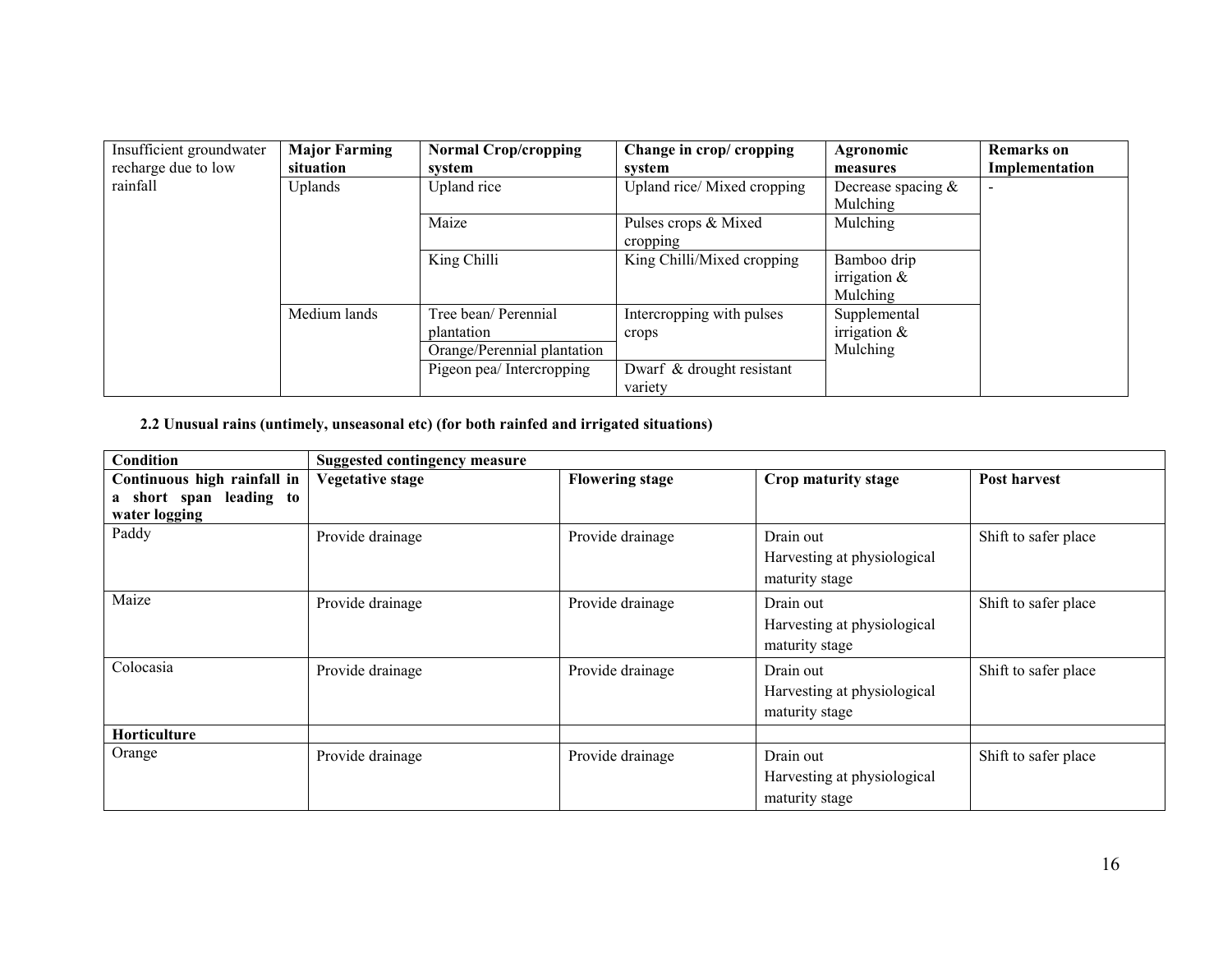| Insufficient groundwater recharge due to low rainfall | Major Farming situation | Normal Crop/cropping system | Change in crop/ cropping system | Agronomic measures | Remarks on Implementation |
|---|---|---|---|---|---|
| | Uplands | Upland rice | Upland rice/ Mixed cropping | Decrease spacing & Mulching | - |
| | | Maize | Pulses crops & Mixed cropping | Mulching | |
| | | King Chilli | King Chilli/Mixed cropping | Bamboo drip irrigation & Mulching | |
| | Medium lands | Tree bean/ Perennial plantation | Intercropping with pulses crops | Supplemental irrigation & Mulching | |
| | | Orange/Perennial plantation | | | |
| | | Pigeon pea/ Intercropping | Dwarf & drought resistant variety | | |

**2.2 Unusual rains (untimely, unseasonal etc) (for both rainfed and irrigated situations)**

| Condition | Suggested contingency measure | | | |
|---|---|---|---|---|
| **Continuous high rainfall in a short span leading to water logging** | **Vegetative stage** | **Flowering stage** | **Crop maturity stage** | **Post harvest** |
| Paddy | Provide drainage | Provide drainage | Drain out<br>Harvesting at physiological maturity stage | Shift to safer place |
| Maize | Provide drainage | Provide drainage | Drain out<br>Harvesting at physiological maturity stage | Shift to safer place |
| Colocasia | Provide drainage | Provide drainage | Drain out<br>Harvesting at physiological maturity stage | Shift to safer place |
| **Horticulture** | | | | |
| Orange | Provide drainage | Provide drainage | Drain out<br>Harvesting at physiological maturity stage | Shift to safer place |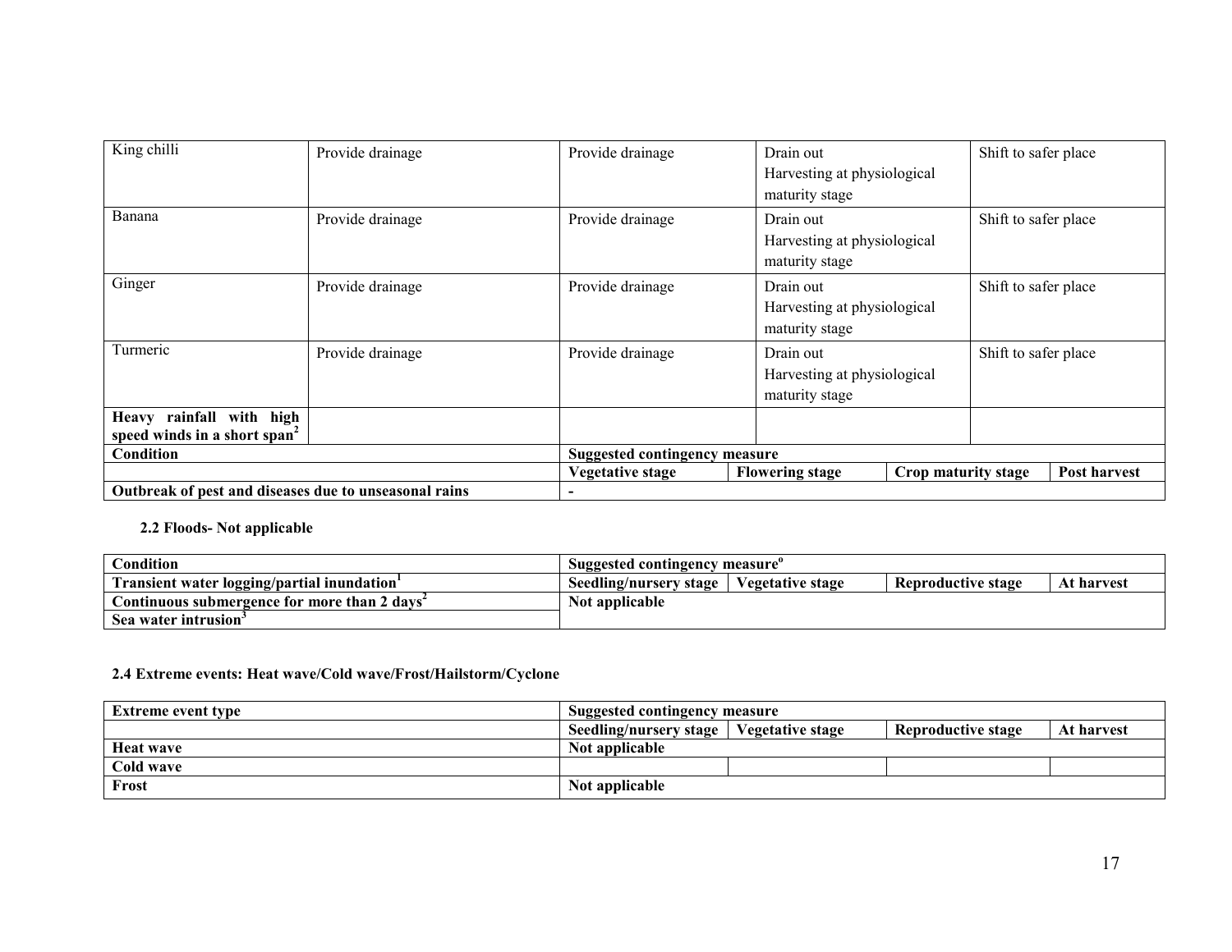| | | | | |
|---|---|---|---|---|
| King chilli | Provide drainage | Provide drainage | Drain out<br>Harvesting at physiological maturity stage | Shift to safer place |
| Banana | Provide drainage | Provide drainage | Drain out<br>Harvesting at physiological maturity stage | Shift to safer place |
| Ginger | Provide drainage | Provide drainage | Drain out<br>Harvesting at physiological maturity stage | Shift to safer place |
| Turmeric | Provide drainage | Provide drainage | Drain out<br>Harvesting at physiological maturity stage | Shift to safer place |
| **Heavy rainfall with high speed winds in a short span[2]** | | | | |

| **Condition** | **Suggested contingency measure** | | | |
|---|---|---|---|---|
| | **Vegetative stage** | **Flowering stage** | **Crop maturity stage** | **Post harvest** |
| **Outbreak of pest and diseases due to unseasonal rains** | - | | | |

**2.2 Floods- Not applicable**

| **Condition** | **Suggested contingency measure[o]** | | | |
|---|---|---|---|---|
| **Transient water logging/partial inundation[1]** | **Seedling/nursery stage** | **Vegetative stage** | **Reproductive stage** | **At harvest** |
| **Continuous submergence for more than 2 days[2]** | **Not applicable** | | | |
| **Sea water intrusion[3]** | | | | |

**2.4 Extreme events: Heat wave/Cold wave/Frost/Hailstorm/Cyclone**

| **Extreme event type** | **Suggested contingency measure** | | | |
|---|---|---|---|---|
| | **Seedling/nursery stage** | **Vegetative stage** | **Reproductive stage** | **At harvest** |
| **Heat wave** | **Not applicable** | | | |
| **Cold wave** | | | | |
| **Frost** | **Not applicable** | | | |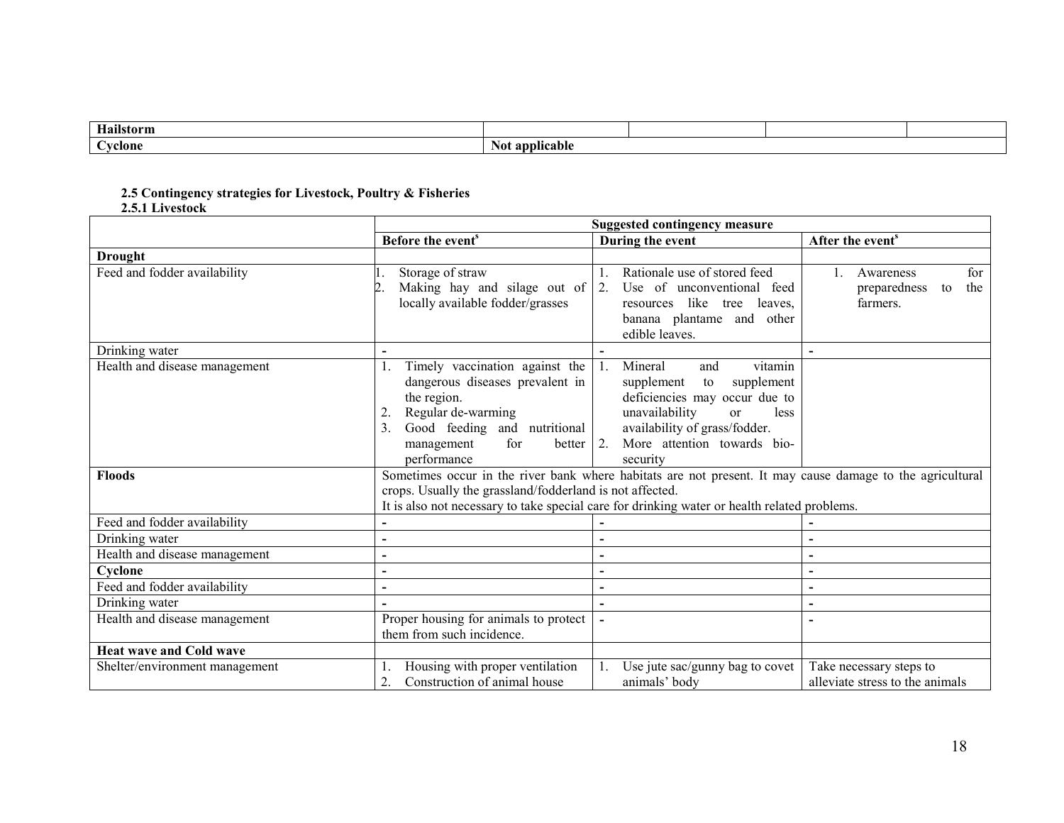| Hailstorm | | | | |
|---|---|---|---|---|
| Cyclone | Not applicable | | | |

**2.5 Contingency strategies for Livestock, Poultry & Fisheries**

**2.5.1 Livestock**

| | Suggested contingency measure | | |
|---|---|---|---|
| | **Before the event$^s$** | **During the event** | **After the event$^s$** |
| **Drought** | | | |
| Feed and fodder availability | 1. Storage of straw<br>2. Making hay and silage out of locally available fodder/grasses | 1. Rationale use of stored feed<br>2. Use of unconventional feed resources like tree leaves, banana plantame and other edible leaves. | 1. Awareness for preparedness to the farmers. |
| Drinking water | - | - | - |
| Health and disease management | 1. Timely vaccination against the dangerous diseases prevalent in the region.<br>2. Regular de-warming<br>3. Good feeding and nutritional management for better performance | 1. Mineral and vitamin supplement to supplement deficiencies may occur due to unavailability or less availability of grass/fodder.<br>2. More attention towards bio-security | |
| **Floods** | Sometimes occur in the river bank where habitats are not present. It may cause damage to the agricultural crops. Usually the grassland/fodderland is not affected.<br>It is also not necessary to take special care for drinking water or health related problems. | | |
| Feed and fodder availability | - | - | - |
| Drinking water | - | - | - |
| Health and disease management | - | - | - |
| **Cyclone** | - | - | - |
| Feed and fodder availability | - | - | - |
| Drinking water | - | - | - |
| Health and disease management | Proper housing for animals to protect them from such incidence. | - | - |
| **Heat wave and Cold wave** | | | |
| Shelter/environment management | 1. Housing with proper ventilation<br>2. Construction of animal house | 1. Use jute sac/gunny bag to covet animals' body | Take necessary steps to alleviate stress to the animals |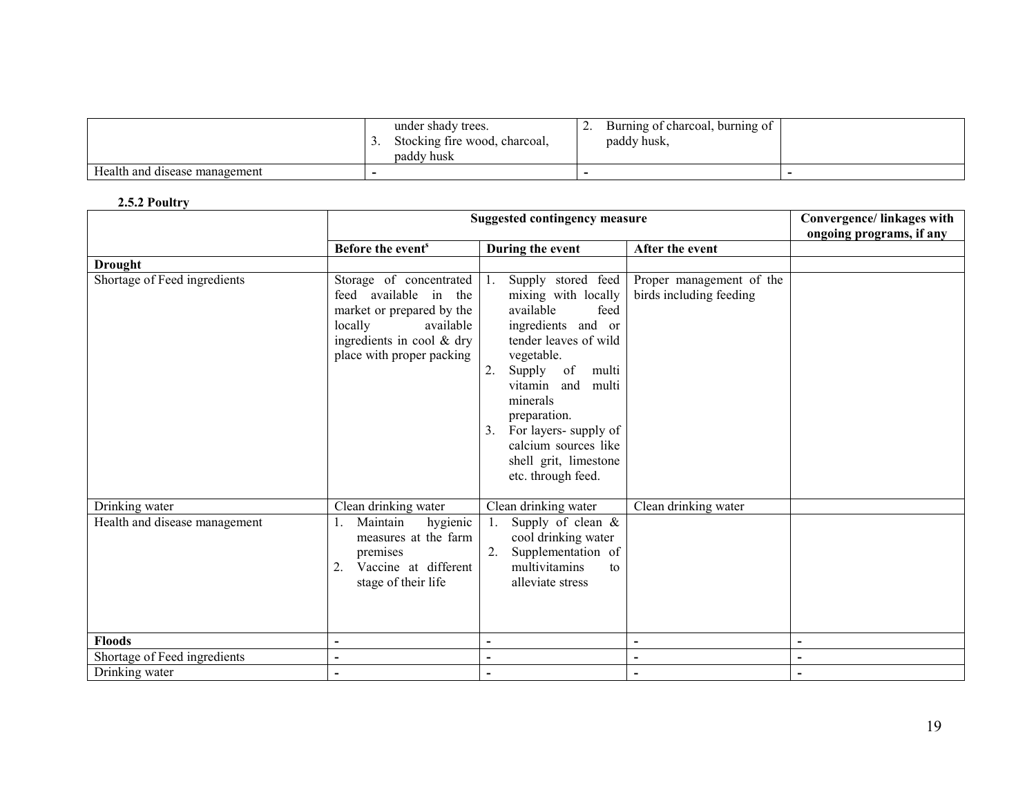| | | | |
|---|---|---|---|
| | under shady trees.<br>3. Stocking fire wood, charcoal, paddy husk | 2. Burning of charcoal, burning of paddy husk, | |
| Health and disease management | - | - | - |

**2.5.2 Poultry**

| | Suggested contingency measure | | | Convergence/ linkages with ongoing programs, if any |
|---|---|---|---|---|
| | Before the event[s] | During the event | After the event | |
| **Drought** | | | | |
| Shortage of Feed ingredients | Storage of concentrated feed available in the market or prepared by the locally available ingredients in cool & dry place with proper packing | 1. Supply stored feed mixing with locally available feed ingredients and or tender leaves of wild vegetable.<br>2. Supply of multi vitamin and multi minerals preparation.<br>3. For layers- supply of calcium sources like shell grit, limestone etc. through feed. | Proper management of the birds including feeding | |
| Drinking water | Clean drinking water | Clean drinking water | Clean drinking water | |
| Health and disease management | 1. Maintain hygienic measures at the farm premises<br>2. Vaccine at different stage of their life | 1. Supply of clean & cool drinking water<br>2. Supplementation of multivitamins to alleviate stress | | |
| **Floods** | - | - | - | - |
| Shortage of Feed ingredients | - | - | - | - |
| Drinking water | - | - | - | - |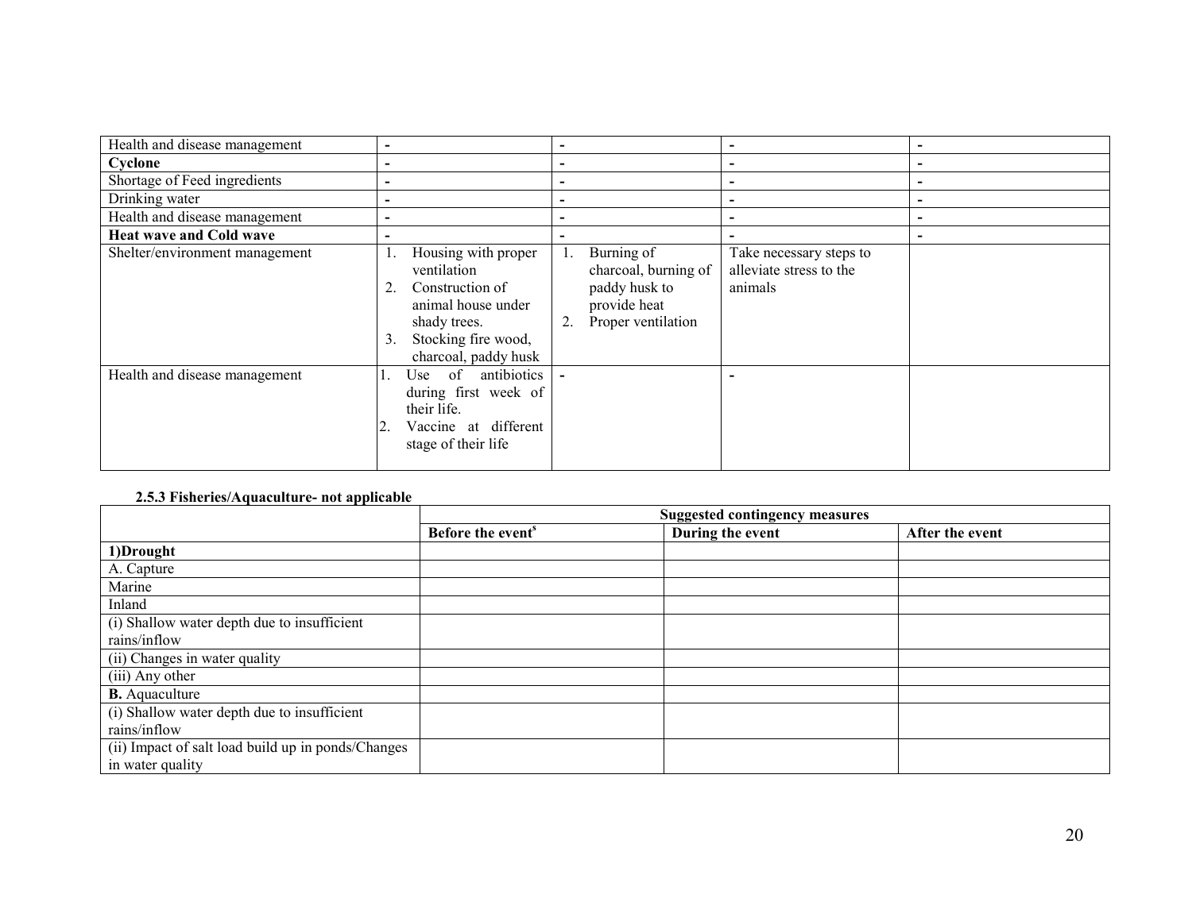| Health and disease management | - | - | - | - |
|---|---|---|---|---|
| **Cyclone** | - | - | - | - |
| Shortage of Feed ingredients | - | - | - | - |
| Drinking water | - | - | - | - |
| Health and disease management | - | - | - | - |
| **Heat wave and Cold wave** | - | - | - | - |
| Shelter/environment management | 1. Housing with proper ventilation<br>2. Construction of animal house under shady trees.<br>3. Stocking fire wood, charcoal, paddy husk | 1. Burning of charcoal, burning of paddy husk to provide heat<br>2. Proper ventilation | Take necessary steps to alleviate stress to the animals | |
| Health and disease management | 1. Use of antibiotics during first week of their life.<br>2. Vaccine at different stage of their life | - | - | |

**2.5.3 Fisheries/Aquaculture- not applicable**

| | Suggested contingency measures | | |
|---|---|---|---|
| | **Before the event**[s] | **During the event** | **After the event** |
| **1)Drought** | | | |
| A. Capture | | | |
| Marine | | | |
| Inland | | | |
| (i) Shallow water depth due to insufficient rains/inflow | | | |
| (ii) Changes in water quality | | | |
| (iii) Any other | | | |
| **B.** Aquaculture | | | |
| (i) Shallow water depth due to insufficient rains/inflow | | | |
| (ii) Impact of salt load build up in ponds/Changes in water quality | | | |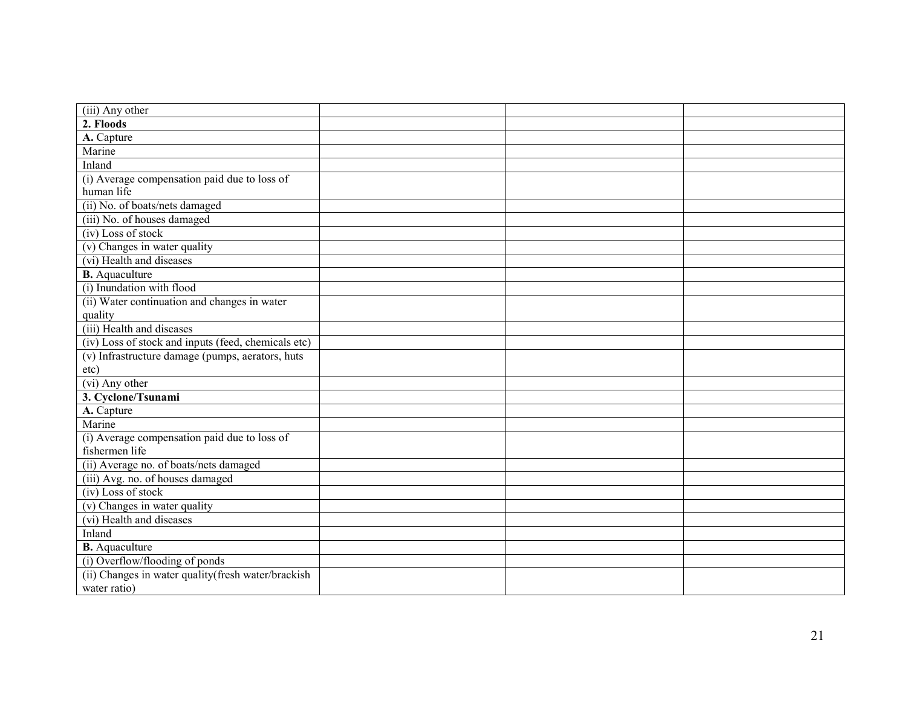| | | | |
|---|---|---|---|
| (iii) Any other | | | |
| **2. Floods** | | | |
| **A.** Capture | | | |
| Marine | | | |
| Inland | | | |
| (i) Average compensation paid due to loss of human life | | | |
| (ii) No. of boats/nets damaged | | | |
| (iii) No. of houses damaged | | | |
| (iv) Loss of stock | | | |
| (v) Changes in water quality | | | |
| (vi) Health and diseases | | | |
| **B.** Aquaculture | | | |
| (i) Inundation with flood | | | |
| (ii) Water continuation and changes in water quality | | | |
| (iii) Health and diseases | | | |
| (iv) Loss of stock and inputs (feed, chemicals etc) | | | |
| (v) Infrastructure damage (pumps, aerators, huts etc) | | | |
| (vi) Any other | | | |
| **3. Cyclone/Tsunami** | | | |
| **A.** Capture | | | |
| Marine | | | |
| (i) Average compensation paid due to loss of fishermen life | | | |
| (ii) Average no. of boats/nets damaged | | | |
| (iii) Avg. no. of houses damaged | | | |
| (iv) Loss of stock | | | |
| (v) Changes in water quality | | | |
| (vi) Health and diseases | | | |
| Inland | | | |
| **B.** Aquaculture | | | |
| (i) Overflow/flooding of ponds | | | |
| (ii) Changes in water quality(fresh water/brackish water ratio) | | | |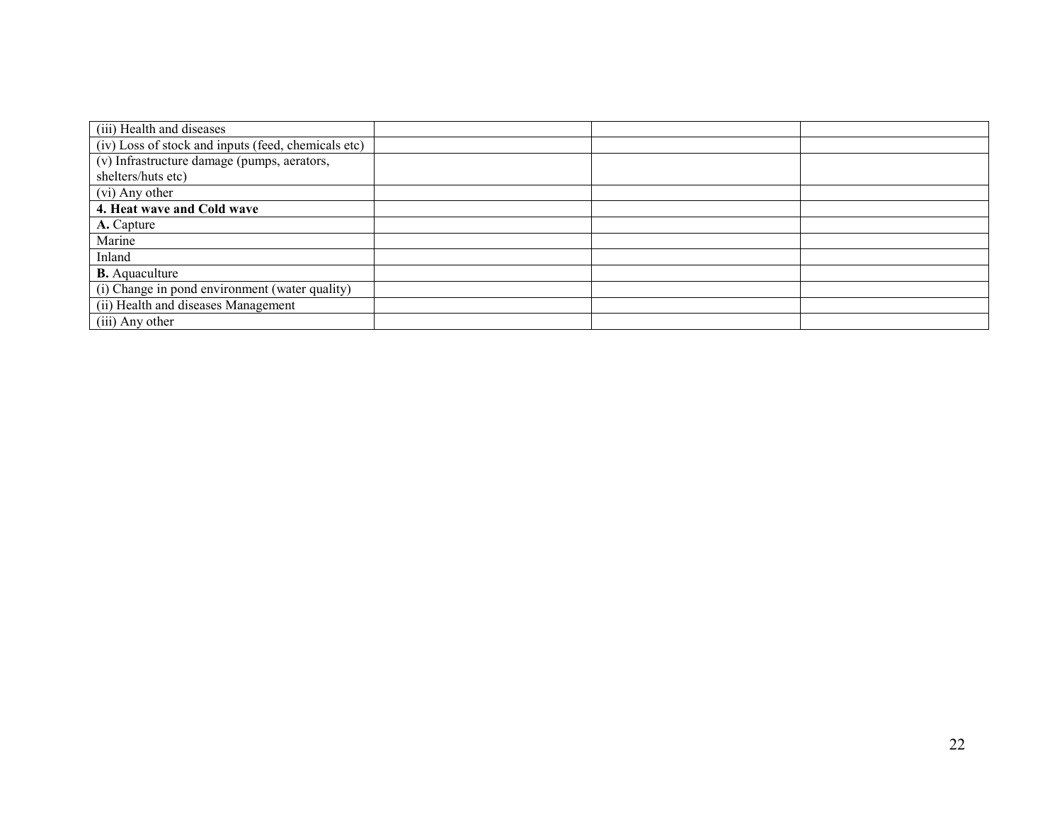| | | | |
|---|---|---|---|
| (iii) Health and diseases | | | |
| (iv) Loss of stock and inputs (feed, chemicals etc) | | | |
| (v) Infrastructure damage (pumps, aerators, shelters/huts etc) | | | |
| (vi) Any other | | | |
| **4. Heat wave and Cold wave** | | | |
| **A.** Capture | | | |
| Marine | | | |
| Inland | | | |
| **B.** Aquaculture | | | |
| (i) Change in pond environment (water quality) | | | |
| (ii) Health and diseases Management | | | |
| (iii) Any other | | | |